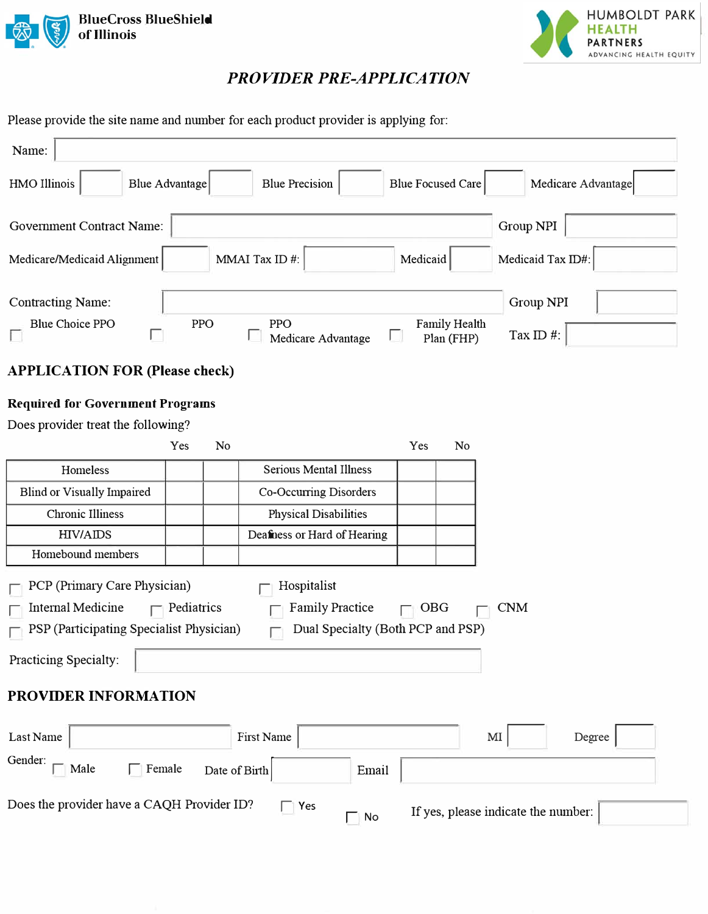BlueCross BlueShield of Illinois

HUMBOLDT PARK HEALTH PARTNERS
ADVANCING HEALTH EQUITY

# *PROVIDER PRE-APPLICATION*

Please provide the site name and number for each product provider is applying for:

Name: ______________________

HMO Illinois ____ Blue Advantage ____ Blue Precision ____ Blue Focused Care ____ Medicare Advantage ____

Government Contract Name: ______________________ Group NPI ____

Medicare/Medicaid Alignment ____ MMAI Tax ID #: ____ Medicaid ____ Medicaid Tax ID#: ____

Contracting Name: ______________________ Group NPI ____

☐ Blue Choice PPO ☐ PPO ☐ PPO Medicare Advantage ☐ Family Health Plan (FHP) Tax ID #: ____

## APPLICATION FOR (Please check)

**Required for Government Programs**

Does provider treat the following?

| | Yes | No | | Yes | No |
|---|---|---|---|---|---|
| Homeless | | | Serious Mental Illness | | |
| Blind or Visually Impaired | | | Co-Occurring Disorders | | |
| Chronic Illness | | | Physical Disabilities | | |
| HIV/AIDS | | | Deafness or Hard of Hearing | | |
| Homebound members | | | | | |

☐ PCP (Primary Care Physician) ☐ Hospitalist

☐ Internal Medicine ☐ Pediatrics ☐ Family Practice ☐ OBG ☐ CNM

☐ PSP (Participating Specialist Physician) ☐ Dual Specialty (Both PCP and PSP)

Practicing Specialty: ______________________

## PROVIDER INFORMATION

Last Name ____ First Name ____ MI ____ Degree ____

Gender: ☐ Male ☐ Female Date of Birth ____ Email ____

Does the provider have a CAQH Provider ID? ☐ Yes ☐ No If yes, please indicate the number: ____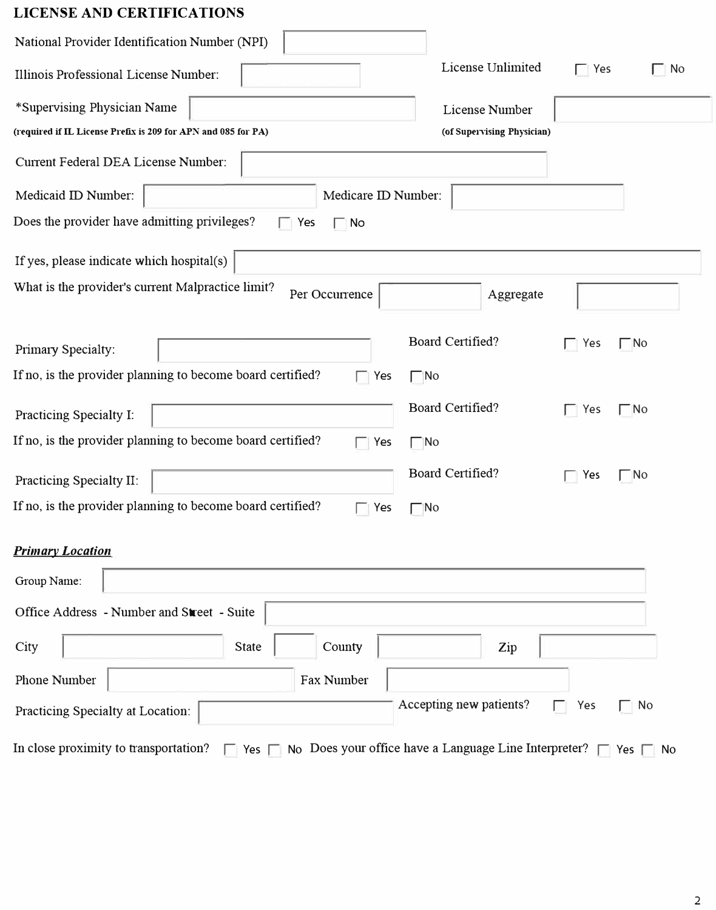## LICENSE AND CERTIFICATIONS

National Provider Identification Number (NPI) ____________________

Illinois Professional License Number: ____________________

License Unlimited ☐ Yes ☐ No

*Supervising Physician Name ____________________
**(required if IL License Prefix is 209 for APN and 085 for PA)**

License Number ____________________
**(of Supervising Physician)**

Current Federal DEA License Number: ____________________

Medicaid ID Number: ____________________ Medicare ID Number: ____________________

Does the provider have admitting privileges? ☐ Yes ☐ No

If yes, please indicate which hospital(s) ____________________

What is the provider's current Malpractice limit? Per Occurrence ____________________ Aggregate ____________________

Primary Specialty: ____________________ Board Certified? ☐ Yes ☐ No

If no, is the provider planning to become board certified? ☐ Yes ☐ No

Practicing Specialty I: ____________________ Board Certified? ☐ Yes ☐ No

If no, is the provider planning to become board certified? ☐ Yes ☐ No

Practicing Specialty II: ____________________ Board Certified? ☐ Yes ☐ No

If no, is the provider planning to become board certified? ☐ Yes ☐ No

***Primary Location***

Group Name: ____________________

Office Address - Number and Street - Suite ____________________

City ____________________ State ________ County ____________________ Zip ____________________

Phone Number ____________________ Fax Number ____________________

Practicing Specialty at Location: ____________________ Accepting new patients? ☐ Yes ☐ No

In close proximity to transportation? ☐ Yes ☐ No Does your office have a Language Line Interpreter? ☐ Yes ☐ No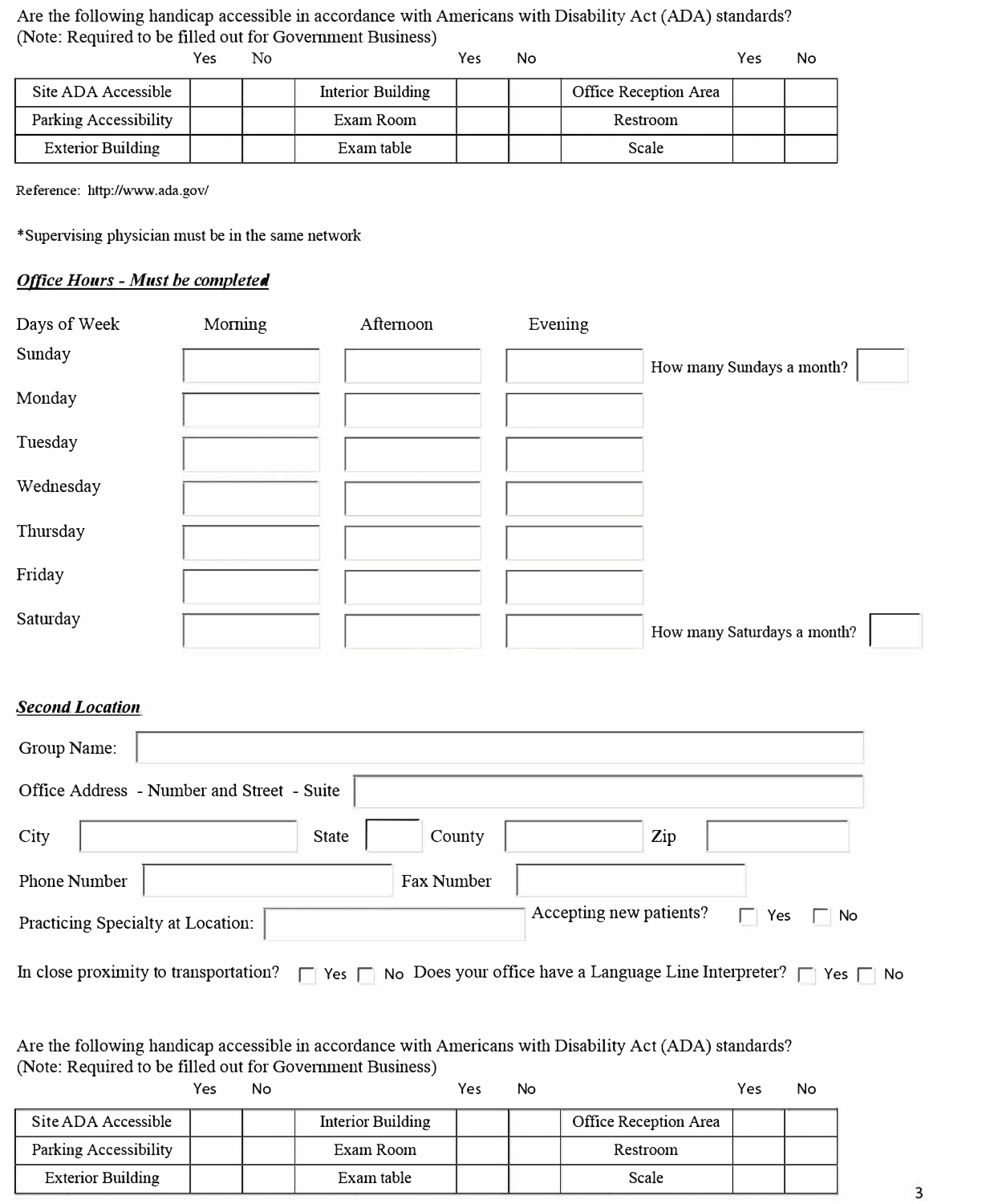Are the following handicap accessible in accordance with Americans with Disability Act (ADA) standards?
(Note: Required to be filled out for Government Business)

| | Yes | No | | Yes | No | | Yes | No |
|---|---|---|---|---|---|---|---|---|
| Site ADA Accessible | | | Interior Building | | | Office Reception Area | | |
| Parking Accessibility | | | Exam Room | | | Restroom | | |
| Exterior Building | | | Exam table | | | Scale | | |

Reference: http://www.ada.gov/

*Supervising physician must be in the same network

***Office Hours - Must be completed***

| Days of Week | Morning | Afternoon | Evening | |
|---|---|---|---|---|
| Sunday | | | | How many Sundays a month? |
| Monday | | | | |
| Tuesday | | | | |
| Wednesday | | | | |
| Thursday | | | | |
| Friday | | | | |
| Saturday | | | | How many Saturdays a month? |

***Second Location***

Group Name:

Office Address - Number and Street - Suite

City State County Zip

Phone Number Fax Number

Practicing Specialty at Location: Accepting new patients? ☐ Yes ☐ No

In close proximity to transportation? ☐ Yes ☐ No Does your office have a Language Line Interpreter? ☐ Yes ☐ No

Are the following handicap accessible in accordance with Americans with Disability Act (ADA) standards?
(Note: Required to be filled out for Government Business)

| | Yes | No | | Yes | No | | Yes | No |
|---|---|---|---|---|---|---|---|---|
| Site ADA Accessible | | | Interior Building | | | Office Reception Area | | |
| Parking Accessibility | | | Exam Room | | | Restroom | | |
| Exterior Building | | | Exam table | | | Scale | | |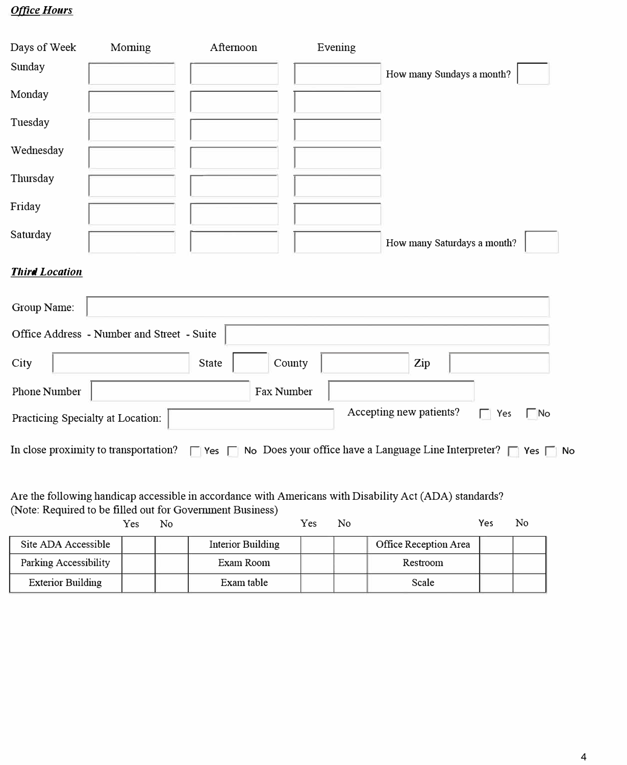***Office Hours***

| Days of Week | Morning | Afternoon | Evening | |
|---|---|---|---|---|
| Sunday | | | | How many Sundays a month? |
| Monday | | | | |
| Tuesday | | | | |
| Wednesday | | | | |
| Thursday | | | | |
| Friday | | | | |
| Saturday | | | | How many Saturdays a month? |

***Third Location***

Group Name:

Office Address - Number and Street - Suite

City &nbsp;&nbsp;&nbsp; State &nbsp;&nbsp;&nbsp; County &nbsp;&nbsp;&nbsp; Zip

Phone Number &nbsp;&nbsp;&nbsp; Fax Number

Practicing Specialty at Location: &nbsp;&nbsp;&nbsp; Accepting new patients? ☐ Yes ☐ No

In close proximity to transportation? ☐ Yes ☐ No Does your office have a Language Line Interpreter? ☐ Yes ☐ No

Are the following handicap accessible in accordance with Americans with Disability Act (ADA) standards?
(Note: Required to be filled out for Government Business)

| | Yes | No | | Yes | No | | Yes | No |
|---|---|---|---|---|---|---|---|---|
| Site ADA Accessible | | | Interior Building | | | Office Reception Area | | |
| Parking Accessibility | | | Exam Room | | | Restroom | | |
| Exterior Building | | | Exam table | | | Scale | | |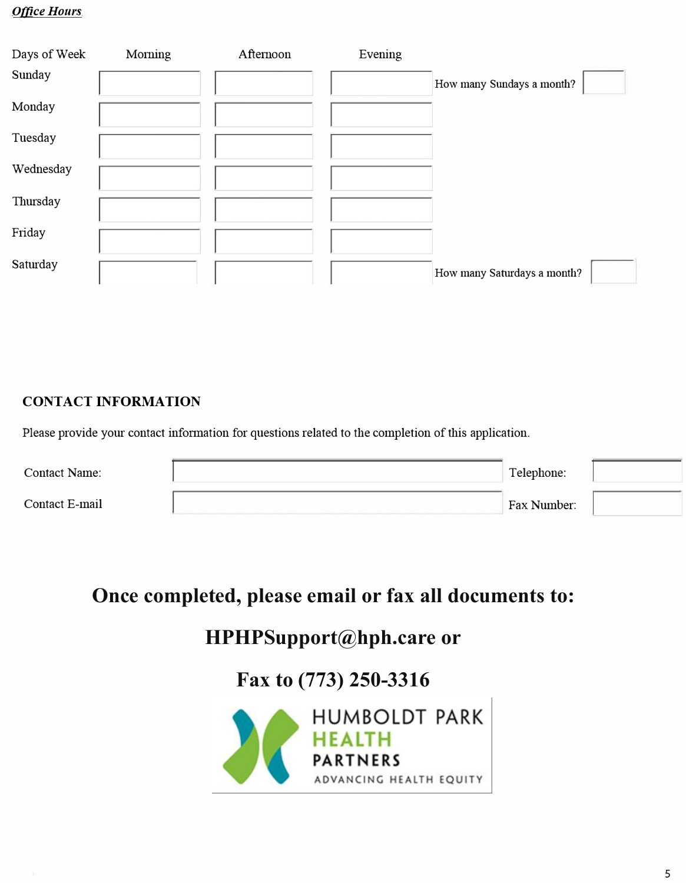***Office Hours***

| Days of Week | Morning | Afternoon | Evening | | |
|---|---|---|---|---|---|
| Sunday | | | | How many Sundays a month? | |
| Monday | | | | | |
| Tuesday | | | | | |
| Wednesday | | | | | |
| Thursday | | | | | |
| Friday | | | | | |
| Saturday | | | | How many Saturdays a month? | |

## CONTACT INFORMATION

Please provide your contact information for questions related to the completion of this application.

| | | | |
|---|---|---|---|
| Contact Name: | | Telephone: | |
| Contact E-mail | | Fax Number: | |

## Once completed, please email or fax all documents to:

## HPHPSupport@hph.care or

## Fax to (773) 250-3316

HUMBOLDT PARK HEALTH PARTNERS

ADVANCING HEALTH EQUITY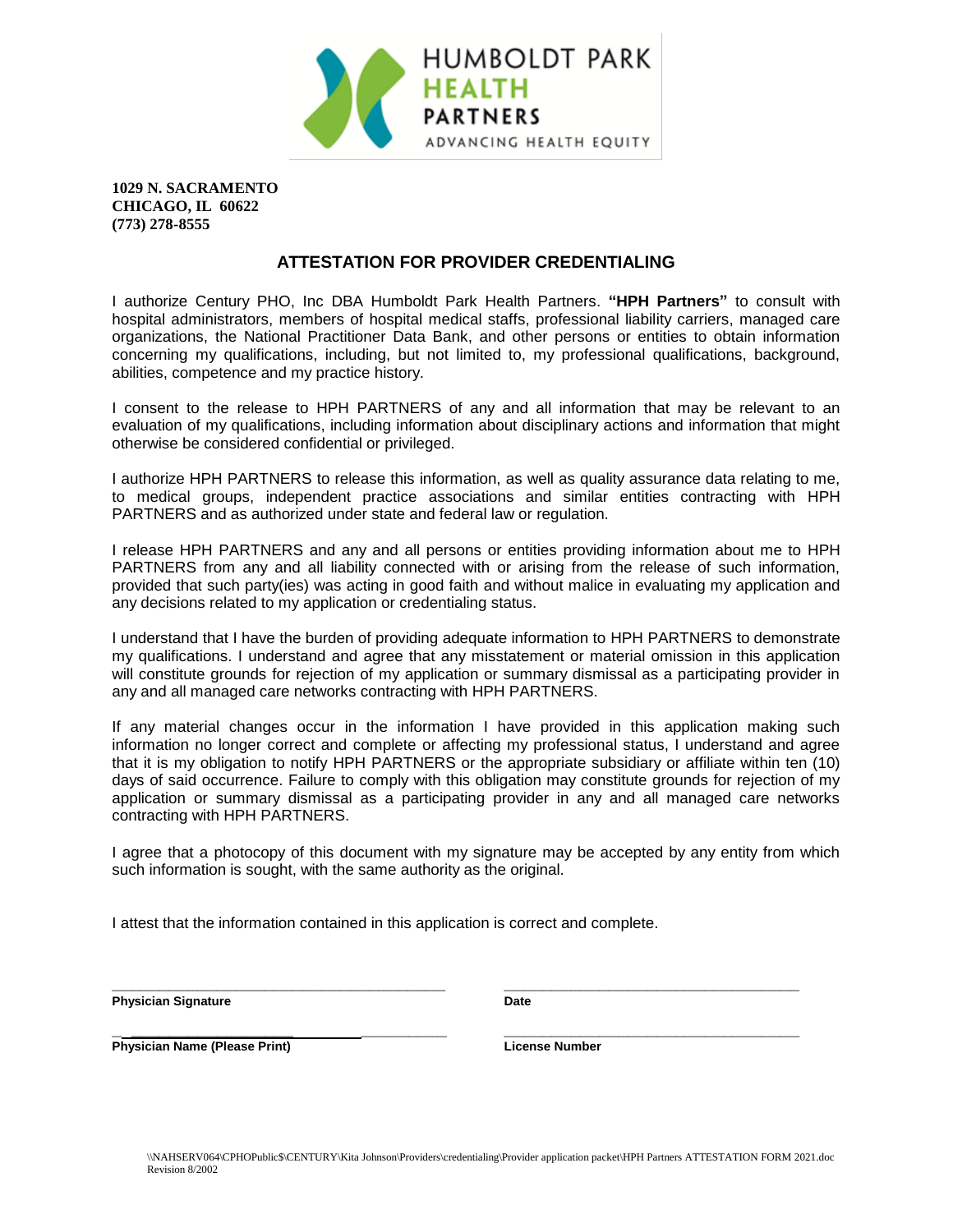HUMBOLDT PARK
HEALTH
PARTNERS
ADVANCING HEALTH EQUITY

**1029 N. SACRAMENTO**
**CHICAGO, IL 60622**
**(773) 278-8555**

## ATTESTATION FOR PROVIDER CREDENTIALING

I authorize Century PHO, Inc DBA Humboldt Park Health Partners. **"HPH Partners"** to consult with hospital administrators, members of hospital medical staffs, professional liability carriers, managed care organizations, the National Practitioner Data Bank, and other persons or entities to obtain information concerning my qualifications, including, but not limited to, my professional qualifications, background, abilities, competence and my practice history.

I consent to the release to HPH PARTNERS of any and all information that may be relevant to an evaluation of my qualifications, including information about disciplinary actions and information that might otherwise be considered confidential or privileged.

I authorize HPH PARTNERS to release this information, as well as quality assurance data relating to me, to medical groups, independent practice associations and similar entities contracting with HPH PARTNERS and as authorized under state and federal law or regulation.

I release HPH PARTNERS and any and all persons or entities providing information about me to HPH PARTNERS from any and all liability connected with or arising from the release of such information, provided that such party(ies) was acting in good faith and without malice in evaluating my application and any decisions related to my application or credentialing status.

I understand that I have the burden of providing adequate information to HPH PARTNERS to demonstrate my qualifications. I understand and agree that any misstatement or material omission in this application will constitute grounds for rejection of my application or summary dismissal as a participating provider in any and all managed care networks contracting with HPH PARTNERS.

If any material changes occur in the information I have provided in this application making such information no longer correct and complete or affecting my professional status, I understand and agree that it is my obligation to notify HPH PARTNERS or the appropriate subsidiary or affiliate within ten (10) days of said occurrence. Failure to comply with this obligation may constitute grounds for rejection of my application or summary dismissal as a participating provider in any and all managed care networks contracting with HPH PARTNERS.

I agree that a photocopy of this document with my signature may be accepted by any entity from which such information is sought, with the same authority as the original.

I attest that the information contained in this application is correct and complete.

_____________________________________________ _______________________________________

**Physician Signature** **Date**

_____________________________________________ _______________________________________

**Physician Name (Please Print)** **License Number**

\\NAHSERV064\CPHOPublic$\CENTURY\Kita Johnson\Providers\credentialing\Provider application packet\HPH Partners ATTESTATION FORM 2021.doc
Revision 8/2002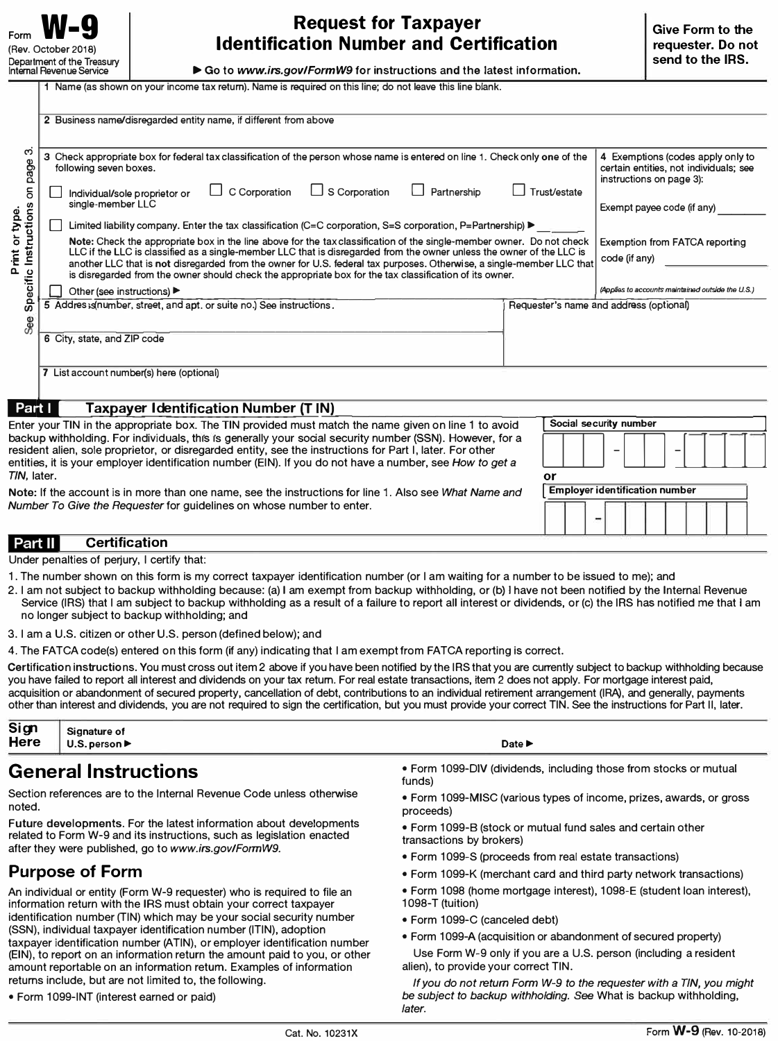Form **W-9**
(Rev. October 2018)
Department of the Treasury
Internal Revenue Service

# Request for Taxpayer Identification Number and Certification

▶ Go to *www.irs.gov/FormW9* for instructions and the latest information.

**Give Form to the requester. Do not send to the IRS.**

Print or type. See Specific Instructions on page 3.

1 Name (as shown on your income tax return). Name is required on this line; do not leave this line blank.

2 Business name/disregarded entity name, if different from above

3 Check appropriate box for federal tax classification of the person whose name is entered on line 1. Check only **one** of the following seven boxes.

☐ Individual/sole proprietor or single-member LLC ☐ C Corporation ☐ S Corporation ☐ Partnership ☐ Trust/estate

☐ Limited liability company. Enter the tax classification (C=C corporation, S=S corporation, P=Partnership) ▶ ______

**Note:** Check the appropriate box in the line above for the tax classification of the single-member owner. Do not check LLC if the LLC is classified as a single-member LLC that is disregarded from the owner unless the owner of the LLC is another LLC that is **not** disregarded from the owner for U.S. federal tax purposes. Otherwise, a single-member LLC that is disregarded from the owner should check the appropriate box for the tax classification of its owner.

☐ Other (see instructions) ▶

4 Exemptions (codes apply only to certain entities, not individuals; see instructions on page 3):

Exempt payee code (if any) ________

Exemption from FATCA reporting code (if any) ________

*(Applies to accounts maintained outside the U.S.)*

5 Address (number, street, and apt. or suite no.) See instructions.

Requester's name and address (optional)

6 City, state, and ZIP code

7 List account number(s) here (optional)

## Part I Taxpayer Identification Number (TIN)

Enter your TIN in the appropriate box. The TIN provided must match the name given on line 1 to avoid backup withholding. For individuals, this is generally your social security number (SSN). However, for a resident alien, sole proprietor, or disregarded entity, see the instructions for Part I, later. For other entities, it is your employer identification number (EIN). If you do not have a number, see *How to get a TIN,* later.

**Note:** If the account is in more than one name, see the instructions for line 1. Also see *What Name and Number To Give the Requester* for guidelines on whose number to enter.

**Social security number**

☐☐☐ – ☐☐ – ☐☐☐☐

**or**

**Employer identification number**

☐☐ – ☐☐☐☐☐☐☐

## Part II Certification

Under penalties of perjury, I certify that:

1. The number shown on this form is my correct taxpayer identification number (or I am waiting for a number to be issued to me); and
2. I am not subject to backup withholding because: (a) I am exempt from backup withholding, or (b) I have not been notified by the Internal Revenue Service (IRS) that I am subject to backup withholding as a result of a failure to report all interest or dividends, or (c) the IRS has notified me that I am no longer subject to backup withholding; and
3. I am a U.S. citizen or other U.S. person (defined below); and
4. The FATCA code(s) entered on this form (if any) indicating that I am exempt from FATCA reporting is correct.

**Certification instructions.** You must cross out item 2 above if you have been notified by the IRS that you are currently subject to backup withholding because you have failed to report all interest and dividends on your tax return. For real estate transactions, item 2 does not apply. For mortgage interest paid, acquisition or abandonment of secured property, cancellation of debt, contributions to an individual retirement arrangement (IRA), and generally, payments other than interest and dividends, you are not required to sign the certification, but you must provide your correct TIN. See the instructions for Part II, later.

**Sign Here** | **Signature of U.S. person ▶** | **Date ▶**

# General Instructions

Section references are to the Internal Revenue Code unless otherwise noted.

**Future developments**. For the latest information about developments related to Form W-9 and its instructions, such as legislation enacted after they were published, go to *www.irs.gov/FormW9.*

## Purpose of Form

An individual or entity (Form W-9 requester) who is required to file an information return with the IRS must obtain your correct taxpayer identification number (TIN) which may be your social security number (SSN), individual taxpayer identification number (ITIN), adoption taxpayer identification number (ATIN), or employer identification number (EIN), to report on an information return the amount paid to you, or other amount reportable on an information return. Examples of information returns include, but are not limited to, the following.

- Form 1099-INT (interest earned or paid)
- Form 1099-DIV (dividends, including those from stocks or mutual funds)
- Form 1099-MISC (various types of income, prizes, awards, or gross proceeds)
- Form 1099-B (stock or mutual fund sales and certain other transactions by brokers)
- Form 1099-S (proceeds from real estate transactions)
- Form 1099-K (merchant card and third party network transactions)
- Form 1098 (home mortgage interest), 1098-E (student loan interest), 1098-T (tuition)
- Form 1099-C (canceled debt)
- Form 1099-A (acquisition or abandonment of secured property)

Use Form W-9 only if you are a U.S. person (including a resident alien), to provide your correct TIN.

*If you do not return Form W-9 to the requester with a TIN, you might be subject to backup withholding. See* What is backup withholding, *later.*

Cat. No. 10231X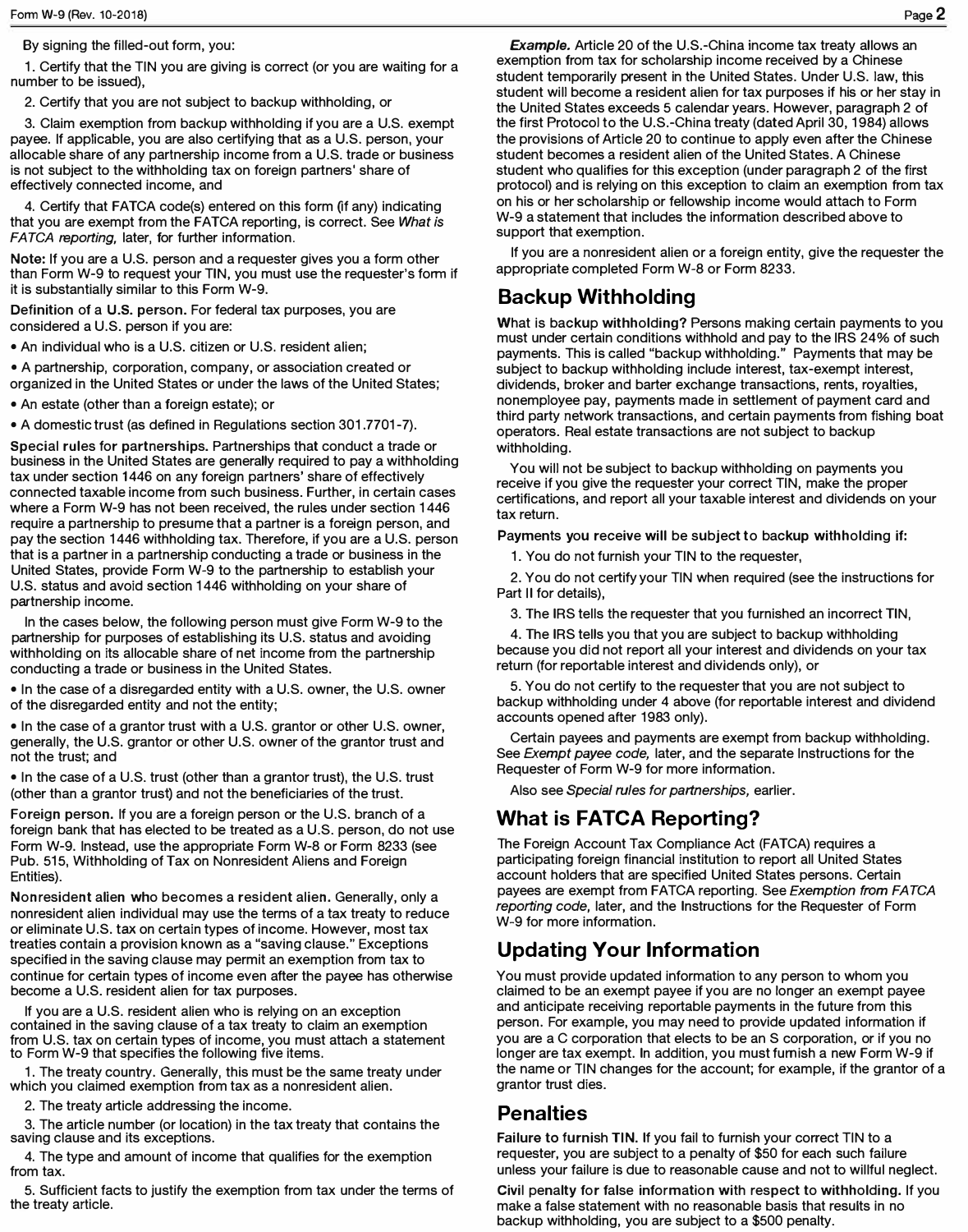By signing the filled-out form, you:

1. Certify that the TIN you are giving is correct (or you are waiting for a number to be issued),

2. Certify that you are not subject to backup withholding, or

3. Claim exemption from backup withholding if you are a U.S. exempt payee. If applicable, you are also certifying that as a U.S. person, your allocable share of any partnership income from a U.S. trade or business is not subject to the withholding tax on foreign partners' share of effectively connected income, and

4. Certify that FATCA code(s) entered on this form (if any) indicating that you are exempt from the FATCA reporting, is correct. See *What is FATCA reporting,* later, for further information.

**Note:** If you are a U.S. person and a requester gives you a form other than Form W-9 to request your TIN, you must use the requester's form if it is substantially similar to this Form W-9.

**Definition of a U.S. person.** For federal tax purposes, you are considered a U.S. person if you are:

- An individual who is a U.S. citizen or U.S. resident alien;
- A partnership, corporation, company, or association created or organized in the United States or under the laws of the United States;
- An estate (other than a foreign estate); or
- A domestic trust (as defined in Regulations section 301.7701-7).

**Special rules for partnerships.** Partnerships that conduct a trade or business in the United States are generally required to pay a withholding tax under section 1446 on any foreign partners' share of effectively connected taxable income from such business. Further, in certain cases where a Form W-9 has not been received, the rules under section 1446 require a partnership to presume that a partner is a foreign person, and pay the section 1446 withholding tax. Therefore, if you are a U.S. person that is a partner in a partnership conducting a trade or business in the United States, provide Form W-9 to the partnership to establish your U.S. status and avoid section 1446 withholding on your share of partnership income.

In the cases below, the following person must give Form W-9 to the partnership for purposes of establishing its U.S. status and avoiding withholding on its allocable share of net income from the partnership conducting a trade or business in the United States.

- In the case of a disregarded entity with a U.S. owner, the U.S. owner of the disregarded entity and not the entity;
- In the case of a grantor trust with a U.S. grantor or other U.S. owner, generally, the U.S. grantor or other U.S. owner of the grantor trust and not the trust; and
- In the case of a U.S. trust (other than a grantor trust), the U.S. trust (other than a grantor trust) and not the beneficiaries of the trust.

**Foreign person.** If you are a foreign person or the U.S. branch of a foreign bank that has elected to be treated as a U.S. person, do not use Form W-9. Instead, use the appropriate Form W-8 or Form 8233 (see Pub. 515, Withholding of Tax on Nonresident Aliens and Foreign Entities).

**Nonresident alien who becomes a resident alien.** Generally, only a nonresident alien individual may use the terms of a tax treaty to reduce or eliminate U.S. tax on certain types of income. However, most tax treaties contain a provision known as a "saving clause." Exceptions specified in the saving clause may permit an exemption from tax to continue for certain types of income even after the payee has otherwise become a U.S. resident alien for tax purposes.

If you are a U.S. resident alien who is relying on an exception contained in the saving clause of a tax treaty to claim an exemption from U.S. tax on certain types of income, you must attach a statement to Form W-9 that specifies the following five items.

1. The treaty country. Generally, this must be the same treaty under which you claimed exemption from tax as a nonresident alien.

2. The treaty article addressing the income.

3. The article number (or location) in the tax treaty that contains the saving clause and its exceptions.

4. The type and amount of income that qualifies for the exemption from tax.

5. Sufficient facts to justify the exemption from tax under the terms of the treaty article.

***Example.*** Article 20 of the U.S.-China income tax treaty allows an exemption from tax for scholarship income received by a Chinese student temporarily present in the United States. Under U.S. law, this student will become a resident alien for tax purposes if his or her stay in the United States exceeds 5 calendar years. However, paragraph 2 of the first Protocol to the U.S.-China treaty (dated April 30, 1984) allows the provisions of Article 20 to continue to apply even after the Chinese student becomes a resident alien of the United States. A Chinese student who qualifies for this exception (under paragraph 2 of the first protocol) and is relying on this exception to claim an exemption from tax on his or her scholarship or fellowship income would attach to Form W-9 a statement that includes the information described above to support that exemption.

If you are a nonresident alien or a foreign entity, give the requester the appropriate completed Form W-8 or Form 8233.

## Backup Withholding

**What is backup withholding?** Persons making certain payments to you must under certain conditions withhold and pay to the IRS 24% of such payments. This is called "backup withholding." Payments that may be subject to backup withholding include interest, tax-exempt interest, dividends, broker and barter exchange transactions, rents, royalties, nonemployee pay, payments made in settlement of payment card and third party network transactions, and certain payments from fishing boat operators. Real estate transactions are not subject to backup withholding.

You will not be subject to backup withholding on payments you receive if you give the requester your correct TIN, make the proper certifications, and report all your taxable interest and dividends on your tax return.

**Payments you receive will be subject to backup withholding if:**

1. You do not furnish your TIN to the requester,

2. You do not certify your TIN when required (see the instructions for Part II for details),

3. The IRS tells the requester that you furnished an incorrect TIN,

4. The IRS tells you that you are subject to backup withholding because you did not report all your interest and dividends on your tax return (for reportable interest and dividends only), or

5. You do not certify to the requester that you are not subject to backup withholding under 4 above (for reportable interest and dividend accounts opened after 1983 only).

Certain payees and payments are exempt from backup withholding. See *Exempt payee code,* later, and the separate Instructions for the Requester of Form W-9 for more information.

Also see *Special rules for partnerships,* earlier.

## What is FATCA Reporting?

The Foreign Account Tax Compliance Act (FATCA) requires a participating foreign financial institution to report all United States account holders that are specified United States persons. Certain payees are exempt from FATCA reporting. See *Exemption from FATCA reporting code,* later, and the Instructions for the Requester of Form W-9 for more information.

## Updating Your Information

You must provide updated information to any person to whom you claimed to be an exempt payee if you are no longer an exempt payee and anticipate receiving reportable payments in the future from this person. For example, you may need to provide updated information if you are a C corporation that elects to be an S corporation, or if you no longer are tax exempt. In addition, you must furnish a new Form W-9 if the name or TIN changes for the account; for example, if the grantor of a grantor trust dies.

## Penalties

**Failure to furnish TIN.** If you fail to furnish your correct TIN to a requester, you are subject to a penalty of $50 for each such failure unless your failure is due to reasonable cause and not to willful neglect.

**Civil penalty for false information with respect to withholding.** If you make a false statement with no reasonable basis that results in no backup withholding, you are subject to a $500 penalty.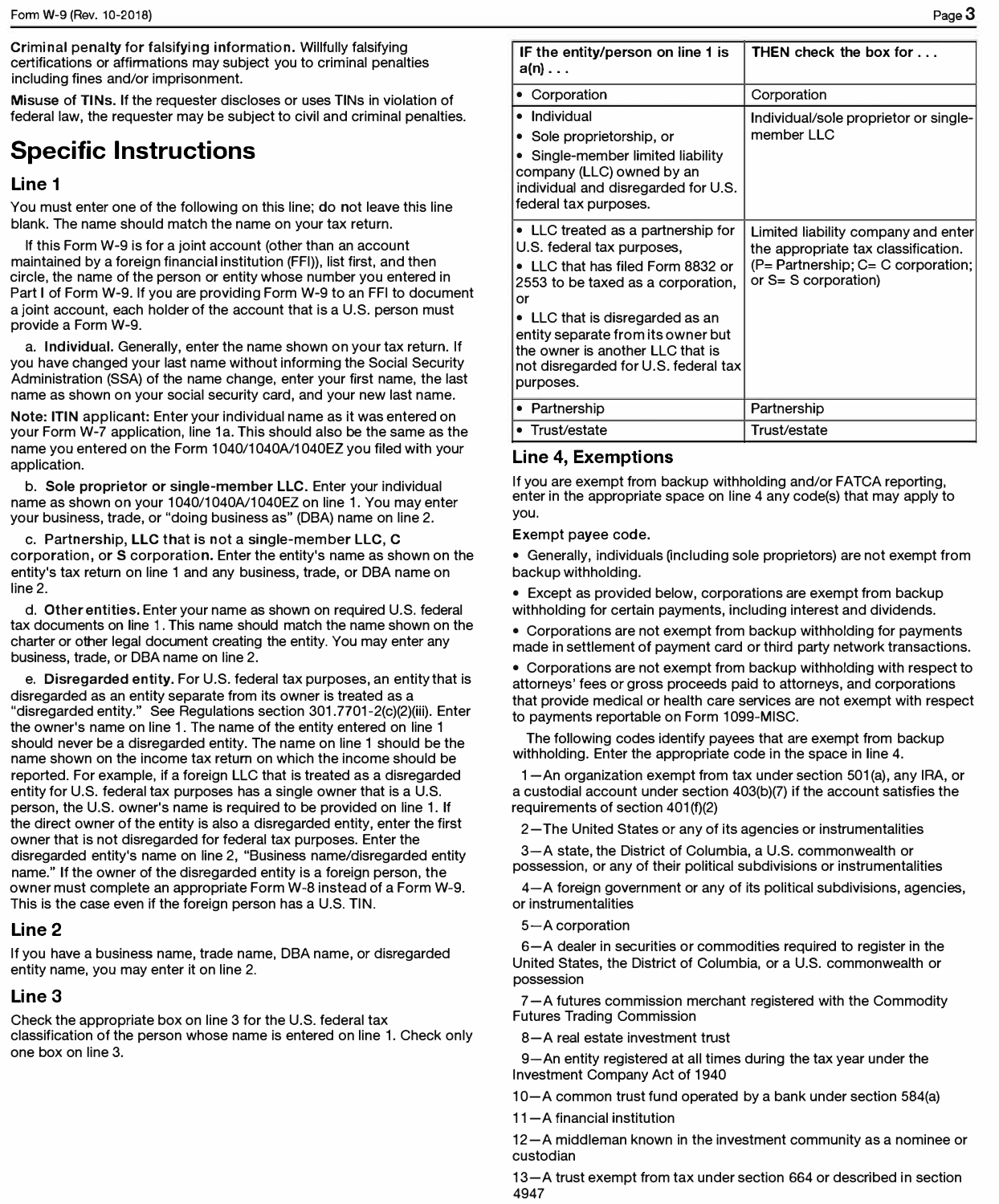**Criminal penalty for falsifying information.** Willfully falsifying certifications or affirmations may subject you to criminal penalties including fines and/or imprisonment.

**Misuse of TINs.** If the requester discloses or uses TINs in violation of federal law, the requester may be subject to civil and criminal penalties.

# Specific Instructions

## Line 1

You must enter one of the following on this line; **do not** leave this line blank. The name should match the name on your tax return.

If this Form W-9 is for a joint account (other than an account maintained by a foreign financial institution (FFI)), list first, and then circle, the name of the person or entity whose number you entered in Part I of Form W-9. If you are providing Form W-9 to an FFI to document a joint account, each holder of the account that is a U.S. person must provide a Form W-9.

a. **Individual.** Generally, enter the name shown on your tax return. If you have changed your last name without informing the Social Security Administration (SSA) of the name change, enter your first name, the last name as shown on your social security card, and your new last name.

**Note: ITIN applicant:** Enter your individual name as it was entered on your Form W-7 application, line 1a. This should also be the same as the name you entered on the Form 1040/1040A/1040EZ you filed with your application.

b. **Sole proprietor or single-member LLC.** Enter your individual name as shown on your 1040/1040A/1040EZ on line 1. You may enter your business, trade, or "doing business as" (DBA) name on line 2.

c. **Partnership, LLC that is not a single-member LLC, C corporation, or S corporation.** Enter the entity's name as shown on the entity's tax return on line 1 and any business, trade, or DBA name on line 2.

d. **Other entities.** Enter your name as shown on required U.S. federal tax documents on line 1. This name should match the name shown on the charter or other legal document creating the entity. You may enter any business, trade, or DBA name on line 2.

e. **Disregarded entity.** For U.S. federal tax purposes, an entity that is disregarded as an entity separate from its owner is treated as a "disregarded entity." See Regulations section 301.7701-2(c)(2)(iii). Enter the owner's name on line 1. The name of the entity entered on line 1 should never be a disregarded entity. The name on line 1 should be the name shown on the income tax return on which the income should be reported. For example, if a foreign LLC that is treated as a disregarded entity for U.S. federal tax purposes has a single owner that is a U.S. person, the U.S. owner's name is required to be provided on line 1. If the direct owner of the entity is also a disregarded entity, enter the first owner that is not disregarded for federal tax purposes. Enter the disregarded entity's name on line 2, "Business name/disregarded entity name." If the owner of the disregarded entity is a foreign person, the owner must complete an appropriate Form W-8 instead of a Form W-9. This is the case even if the foreign person has a U.S. TIN.

## Line 2

If you have a business name, trade name, DBA name, or disregarded entity name, you may enter it on line 2.

## Line 3

Check the appropriate box on line 3 for the U.S. federal tax classification of the person whose name is entered on line 1. Check only one box on line 3.

| IF the entity/person on line 1 is a(n) . . . | THEN check the box for . . . |
|---|---|
| • Corporation | Corporation |
| • Individual<br>• Sole proprietorship, or<br>• Single-member limited liability company (LLC) owned by an individual and disregarded for U.S. federal tax purposes. | Individual/sole proprietor or single-member LLC |
| • LLC treated as a partnership for U.S. federal tax purposes,<br>• LLC that has filed Form 8832 or 2553 to be taxed as a corporation, or<br>• LLC that is disregarded as an entity separate from its owner but the owner is another LLC that is not disregarded for U.S. federal tax purposes. | Limited liability company and enter the appropriate tax classification. (P= Partnership; C= C corporation; or S= S corporation) |
| • Partnership | Partnership |
| • Trust/estate | Trust/estate |

## Line 4, Exemptions

If you are exempt from backup withholding and/or FATCA reporting, enter in the appropriate space on line 4 any code(s) that may apply to you.

**Exempt payee code.**

- Generally, individuals (including sole proprietors) are not exempt from backup withholding.
- Except as provided below, corporations are exempt from backup withholding for certain payments, including interest and dividends.
- Corporations are not exempt from backup withholding for payments made in settlement of payment card or third party network transactions.
- Corporations are not exempt from backup withholding with respect to attorneys' fees or gross proceeds paid to attorneys, and corporations that provide medical or health care services are not exempt with respect to payments reportable on Form 1099-MISC.

The following codes identify payees that are exempt from backup withholding. Enter the appropriate code in the space in line 4.

1—An organization exempt from tax under section 501(a), any IRA, or a custodial account under section 403(b)(7) if the account satisfies the requirements of section 401(f)(2)

2—The United States or any of its agencies or instrumentalities

3—A state, the District of Columbia, a U.S. commonwealth or possession, or any of their political subdivisions or instrumentalities

4—A foreign government or any of its political subdivisions, agencies, or instrumentalities

5—A corporation

6—A dealer in securities or commodities required to register in the United States, the District of Columbia, or a U.S. commonwealth or possession

7—A futures commission merchant registered with the Commodity Futures Trading Commission

8—A real estate investment trust

9—An entity registered at all times during the tax year under the Investment Company Act of 1940

10—A common trust fund operated by a bank under section 584(a)

11—A financial institution

12—A middleman known in the investment community as a nominee or custodian

13—A trust exempt from tax under section 664 or described in section 4947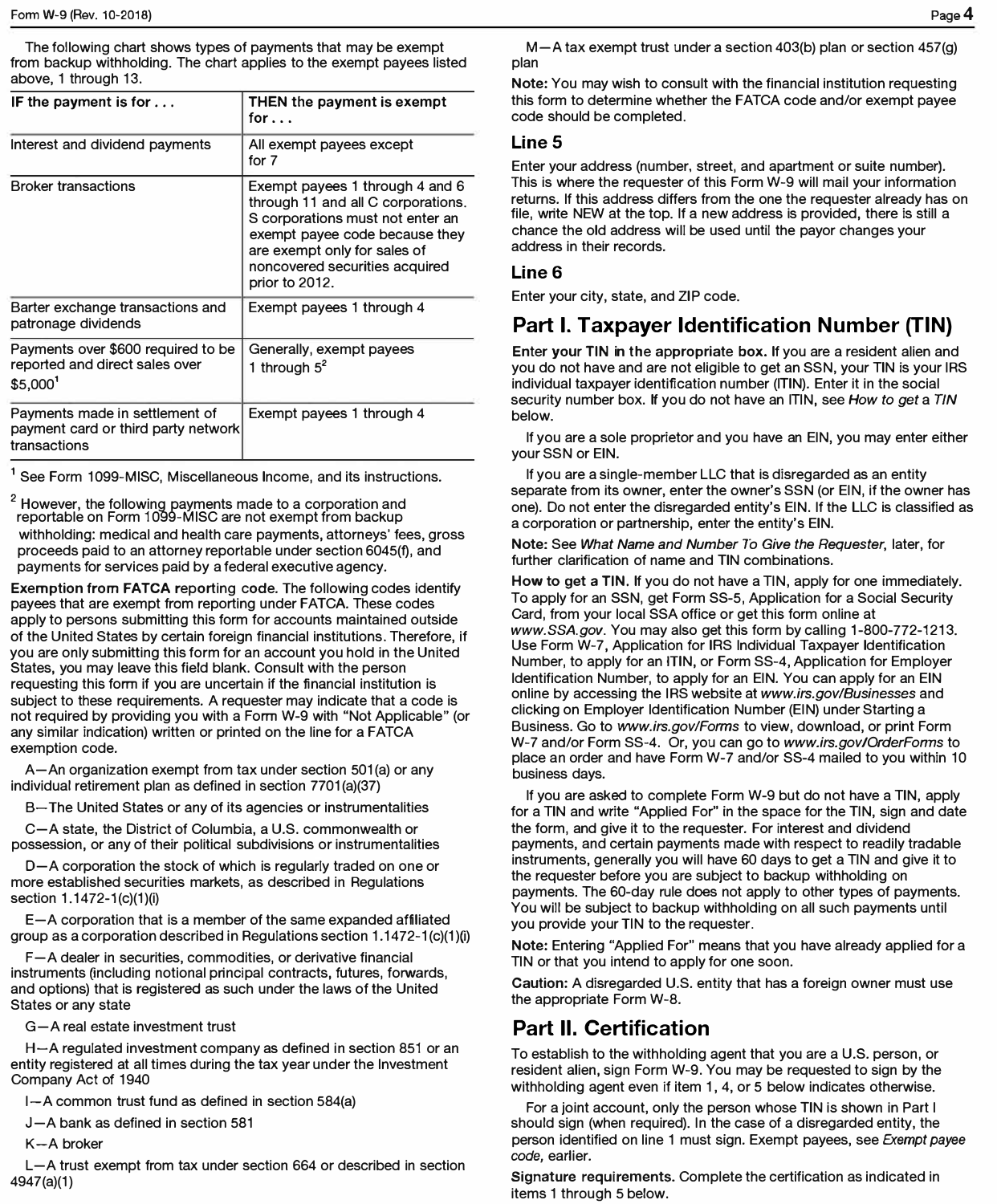The following chart shows types of payments that may be exempt from backup withholding. The chart applies to the exempt payees listed above, 1 through 13.

| IF the payment is for . . . | THEN the payment is exempt for . . . |
|---|---|
| Interest and dividend payments | All exempt payees except for 7 |
| Broker transactions | Exempt payees 1 through 4 and 6 through 11 and all C corporations. S corporations must not enter an exempt payee code because they are exempt only for sales of noncovered securities acquired prior to 2012. |
| Barter exchange transactions and patronage dividends | Exempt payees 1 through 4 |
| Payments over $600 required to be reported and direct sales over $5,000[1] | Generally, exempt payees 1 through 5[2] |
| Payments made in settlement of payment card or third party network transactions | Exempt payees 1 through 4 |

[1] See Form 1099-MISC, Miscellaneous Income, and its instructions.

[2] However, the following payments made to a corporation and reportable on Form 1099-MISC are not exempt from backup withholding: medical and health care payments, attorneys' fees, gross proceeds paid to an attorney reportable under section 6045(f), and payments for services paid by a federal executive agency.

**Exemption from FATCA reporting code.** The following codes identify payees that are exempt from reporting under FATCA. These codes apply to persons submitting this form for accounts maintained outside of the United States by certain foreign financial institutions. Therefore, if you are only submitting this form for an account you hold in the United States, you may leave this field blank. Consult with the person requesting this form if you are uncertain if the financial institution is subject to these requirements. A requester may indicate that a code is not required by providing you with a Form W-9 with "Not Applicable" (or any similar indication) written or printed on the line for a FATCA exemption code.

A—An organization exempt from tax under section 501(a) or any individual retirement plan as defined in section 7701(a)(37)

B—The United States or any of its agencies or instrumentalities

C—A state, the District of Columbia, a U.S. commonwealth or possession, or any of their political subdivisions or instrumentalities

D—A corporation the stock of which is regularly traded on one or more established securities markets, as described in Regulations section 1.1472-1(c)(1)(i)

E—A corporation that is a member of the same expanded affiliated group as a corporation described in Regulations section 1.1472-1(c)(1)(i)

F—A dealer in securities, commodities, or derivative financial instruments (including notional principal contracts, futures, forwards, and options) that is registered as such under the laws of the United States or any state

G—A real estate investment trust

H—A regulated investment company as defined in section 851 or an entity registered at all times during the tax year under the Investment Company Act of 1940

I—A common trust fund as defined in section 584(a)

J—A bank as defined in section 581

K—A broker

L—A trust exempt from tax under section 664 or described in section 4947(a)(1)

M—A tax exempt trust under a section 403(b) plan or section 457(g) plan

**Note:** You may wish to consult with the financial institution requesting this form to determine whether the FATCA code and/or exempt payee code should be completed.

### Line 5

Enter your address (number, street, and apartment or suite number). This is where the requester of this Form W-9 will mail your information returns. If this address differs from the one the requester already has on file, write NEW at the top. If a new address is provided, there is still a chance the old address will be used until the payor changes your address in their records.

### Line 6

Enter your city, state, and ZIP code.

## Part I. Taxpayer Identification Number (TIN)

**Enter your TIN in the appropriate box.** If you are a resident alien and you do not have and are not eligible to get an SSN, your TIN is your IRS individual taxpayer identification number (ITIN). Enter it in the social security number box. If you do not have an ITIN, see *How to get a TIN* below.

If you are a sole proprietor and you have an EIN, you may enter either your SSN or EIN.

If you are a single-member LLC that is disregarded as an entity separate from its owner, enter the owner's SSN (or EIN, if the owner has one). Do not enter the disregarded entity's EIN. If the LLC is classified as a corporation or partnership, enter the entity's EIN.

**Note:** See *What Name and Number To Give the Requester*, later, for further clarification of name and TIN combinations.

**How to get a TIN.** If you do not have a TIN, apply for one immediately. To apply for an SSN, get Form SS-5, Application for a Social Security Card, from your local SSA office or get this form online at *www.SSA.gov*. You may also get this form by calling 1-800-772-1213. Use Form W-7, Application for IRS Individual Taxpayer Identification Number, to apply for an ITIN, or Form SS-4, Application for Employer Identification Number, to apply for an EIN. You can apply for an EIN online by accessing the IRS website at *www.irs.gov/Businesses* and clicking on Employer Identification Number (EIN) under Starting a Business. Go to *www.irs.gov/Forms* to view, download, or print Form W-7 and/or Form SS-4. Or, you can go to *www.irs.gov/OrderForms* to place an order and have Form W-7 and/or SS-4 mailed to you within 10 business days.

If you are asked to complete Form W-9 but do not have a TIN, apply for a TIN and write "Applied For" in the space for the TIN, sign and date the form, and give it to the requester. For interest and dividend payments, and certain payments made with respect to readily tradable instruments, generally you will have 60 days to get a TIN and give it to the requester before you are subject to backup withholding on payments. The 60-day rule does not apply to other types of payments. You will be subject to backup withholding on all such payments until you provide your TIN to the requester.

**Note:** Entering "Applied For" means that you have already applied for a TIN or that you intend to apply for one soon.

**Caution:** A disregarded U.S. entity that has a foreign owner must use the appropriate Form W-8.

## Part II. Certification

To establish to the withholding agent that you are a U.S. person, or resident alien, sign Form W-9. You may be requested to sign by the withholding agent even if item 1, 4, or 5 below indicates otherwise.

For a joint account, only the person whose TIN is shown in Part I should sign (when required). In the case of a disregarded entity, the person identified on line 1 must sign. Exempt payees, see *Exempt payee code*, earlier.

**Signature requirements.** Complete the certification as indicated in items 1 through 5 below.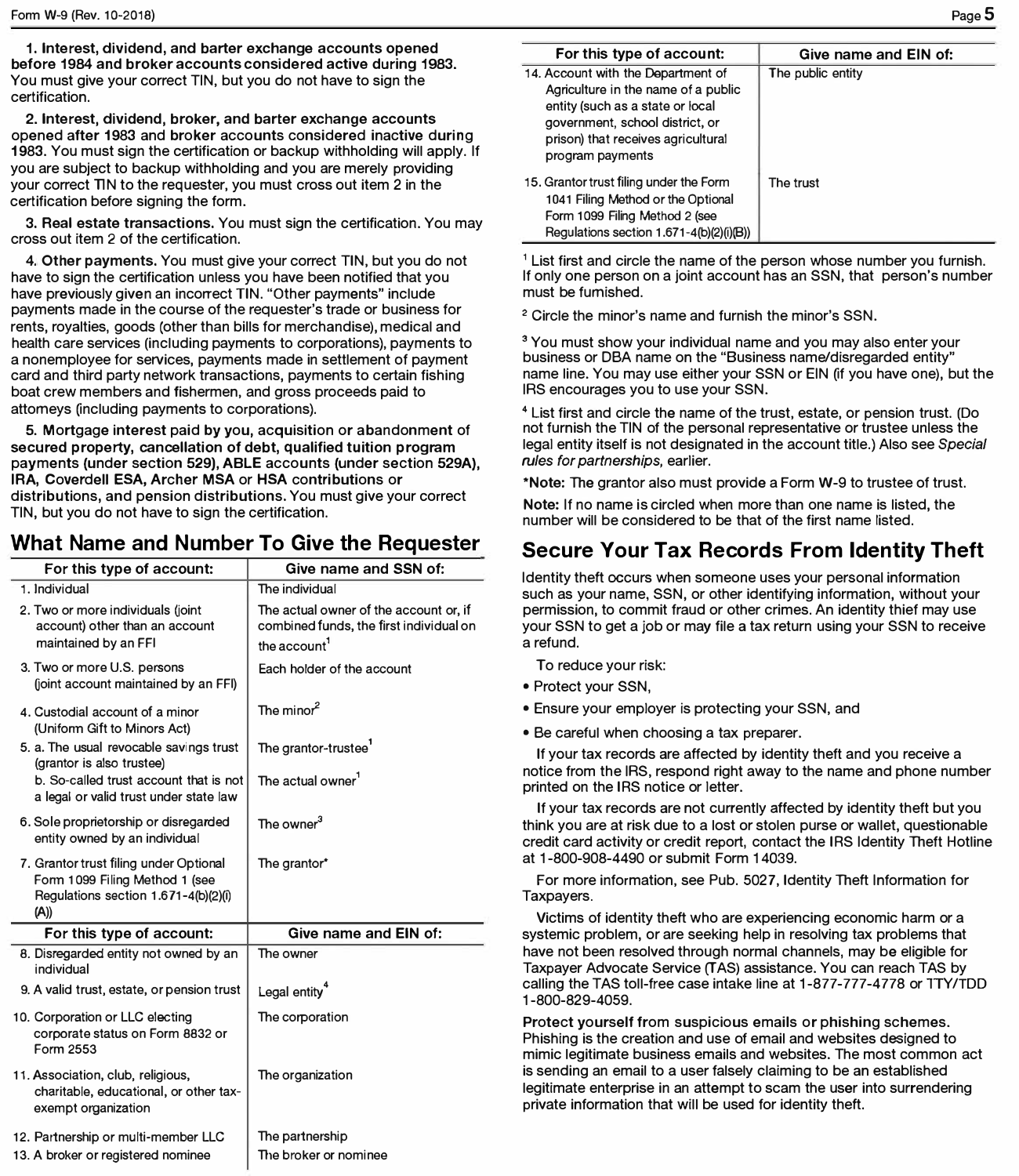**1. Interest, dividend, and barter exchange accounts opened before 1984 and broker accounts considered active during 1983.** You must give your correct TIN, but you do not have to sign the certification.

**2. Interest, dividend, broker, and barter exchange accounts opened after 1983 and broker accounts considered inactive during 1983.** You must sign the certification or backup withholding will apply. If you are subject to backup withholding and you are merely providing your correct TIN to the requester, you must cross out item 2 in the certification before signing the form.

**3. Real estate transactions.** You must sign the certification. You may cross out item 2 of the certification.

**4. Other payments.** You must give your correct TIN, but you do not have to sign the certification unless you have been notified that you have previously given an incorrect TIN. "Other payments" include payments made in the course of the requester's trade or business for rents, royalties, goods (other than bills for merchandise), medical and health care services (including payments to corporations), payments to a nonemployee for services, payments made in settlement of payment card and third party network transactions, payments to certain fishing boat crew members and fishermen, and gross proceeds paid to attorneys (including payments to corporations).

**5. Mortgage interest paid by you, acquisition or abandonment of secured property, cancellation of debt, qualified tuition program payments (under section 529), ABLE accounts (under section 529A), IRA, Coverdell ESA, Archer MSA or HSA contributions or distributions, and pension distributions.** You must give your correct TIN, but you do not have to sign the certification.

## What Name and Number To Give the Requester

| For this type of account: | Give name and SSN of: |
|---|---|
| 1. Individual | The individual |
| 2. Two or more individuals (joint account) other than an account maintained by an FFI | The actual owner of the account or, if combined funds, the first individual on the account[1] |
| 3. Two or more U.S. persons (joint account maintained by an FFI) | Each holder of the account |
| 4. Custodial account of a minor (Uniform Gift to Minors Act) | The minor[2] |
| 5. a. The usual revocable savings trust (grantor is also trustee) | The grantor-trustee[1] |
| b. So-called trust account that is not a legal or valid trust under state law | The actual owner[1] |
| 6. Sole proprietorship or disregarded entity owned by an individual | The owner[3] |
| 7. Grantor trust filing under Optional Form 1099 Filing Method 1 (see Regulations section 1.671-4(b)(2)(i)(A)) | The grantor* |
| **For this type of account:** | **Give name and EIN of:** |
| 8. Disregarded entity not owned by an individual | The owner |
| 9. A valid trust, estate, or pension trust | Legal entity[4] |
| 10. Corporation or LLC electing corporate status on Form 8832 or Form 2553 | The corporation |
| 11. Association, club, religious, charitable, educational, or other tax-exempt organization | The organization |
| 12. Partnership or multi-member LLC | The partnership |
| 13. A broker or registered nominee | The broker or nominee |
| 14. Account with the Department of Agriculture in the name of a public entity (such as a state or local government, school district, or prison) that receives agricultural program payments | The public entity |
| 15. Grantor trust filing under the Form 1041 Filing Method or the Optional Form 1099 Filing Method 2 (see Regulations section 1.671-4(b)(2)(i)(B)) | The trust |

[1] List first and circle the name of the person whose number you furnish. If only one person on a joint account has an SSN, that person's number must be furnished.

[2] Circle the minor's name and furnish the minor's SSN.

[3] You must show your individual name and you may also enter your business or DBA name on the "Business name/disregarded entity" name line. You may use either your SSN or EIN (if you have one), but the IRS encourages you to use your SSN.

[4] List first and circle the name of the trust, estate, or pension trust. (Do not furnish the TIN of the personal representative or trustee unless the legal entity itself is not designated in the account title.) Also see *Special rules for partnerships,* earlier.

***Note:** The grantor also must provide a Form W-9 to trustee of trust.

**Note:** If no name is circled when more than one name is listed, the number will be considered to be that of the first name listed.

## Secure Your Tax Records From Identity Theft

Identity theft occurs when someone uses your personal information such as your name, SSN, or other identifying information, without your permission, to commit fraud or other crimes. An identity thief may use your SSN to get a job or may file a tax return using your SSN to receive a refund.

To reduce your risk:

- Protect your SSN,
- Ensure your employer is protecting your SSN, and
- Be careful when choosing a tax preparer.

If your tax records are affected by identity theft and you receive a notice from the IRS, respond right away to the name and phone number printed on the IRS notice or letter.

If your tax records are not currently affected by identity theft but you think you are at risk due to a lost or stolen purse or wallet, questionable credit card activity or credit report, contact the IRS Identity Theft Hotline at 1-800-908-4490 or submit Form 14039.

For more information, see Pub. 5027, Identity Theft Information for Taxpayers.

Victims of identity theft who are experiencing economic harm or a systemic problem, or are seeking help in resolving tax problems that have not been resolved through normal channels, may be eligible for Taxpayer Advocate Service (TAS) assistance. You can reach TAS by calling the TAS toll-free case intake line at 1-877-777-4778 or TTY/TDD 1-800-829-4059.

**Protect yourself from suspicious emails or phishing schemes.** Phishing is the creation and use of email and websites designed to mimic legitimate business emails and websites. The most common act is sending an email to a user falsely claiming to be an established legitimate enterprise in an attempt to scam the user into surrendering private information that will be used for identity theft.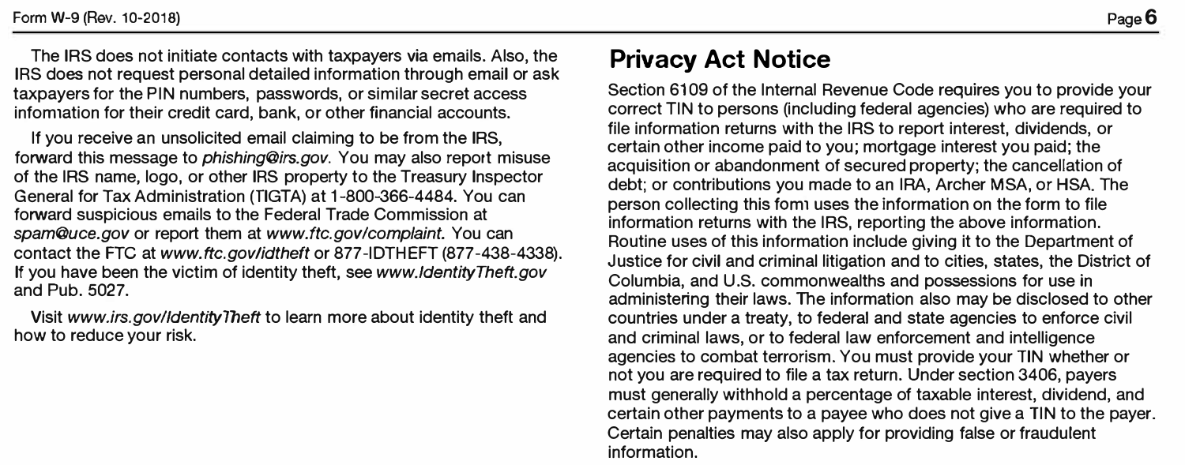The IRS does not initiate contacts with taxpayers via emails. Also, the IRS does not request personal detailed information through email or ask taxpayers for the PIN numbers, passwords, or similar secret access information for their credit card, bank, or other financial accounts.

If you receive an unsolicited email claiming to be from the IRS, forward this message to *phishing@irs.gov.* You may also report misuse of the IRS name, logo, or other IRS property to the Treasury Inspector General for Tax Administration (TIGTA) at 1-800-366-4484. You can forward suspicious emails to the Federal Trade Commission at *spam@uce.gov* or report them at *www.ftc.gov/complaint.* You can contact the FTC at *www.ftc.gov/idtheft* or 877-IDTHEFT (877-438-4338). If you have been the victim of identity theft, see *www.IdentityTheft.gov* and Pub. 5027.

Visit *www.irs.gov/IdentityTheft* to learn more about identity theft and how to reduce your risk.

## Privacy Act Notice

Section 6109 of the Internal Revenue Code requires you to provide your correct TIN to persons (including federal agencies) who are required to file information returns with the IRS to report interest, dividends, or certain other income paid to you; mortgage interest you paid; the acquisition or abandonment of secured property; the cancellation of debt; or contributions you made to an IRA, Archer MSA, or HSA. The person collecting this form uses the information on the form to file information returns with the IRS, reporting the above information. Routine uses of this information include giving it to the Department of Justice for civil and criminal litigation and to cities, states, the District of Columbia, and U.S. commonwealths and possessions for use in administering their laws. The information also may be disclosed to other countries under a treaty, to federal and state agencies to enforce civil and criminal laws, or to federal law enforcement and intelligence agencies to combat terrorism. You must provide your TIN whether or not you are required to file a tax return. Under section 3406, payers must generally withhold a percentage of taxable interest, dividend, and certain other payments to a payee who does not give a TIN to the payer. Certain penalties may also apply for providing false or fraudulent information.